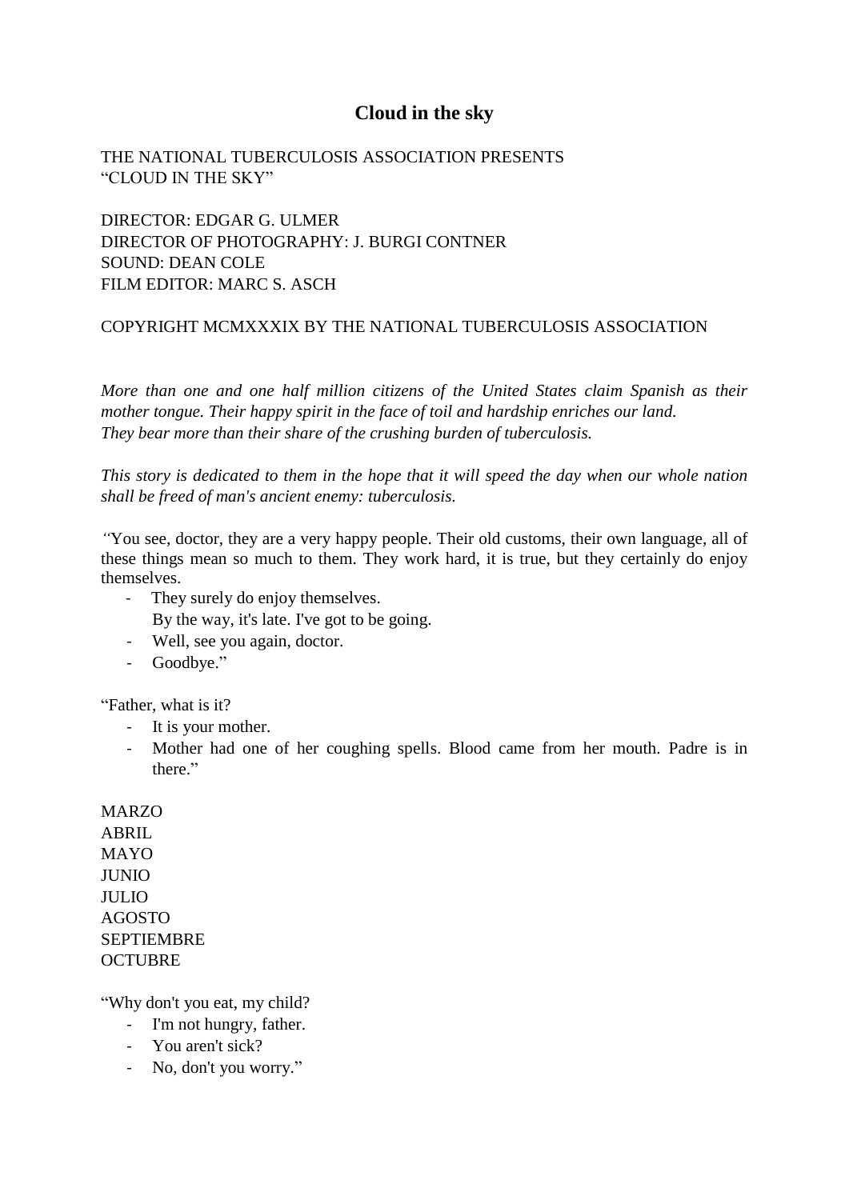# Cloud in the sky

THE NATIONAL TUBERCULOSIS ASSOCIATION PRESENTS
"CLOUD IN THE SKY"

DIRECTOR: EDGAR G. ULMER
DIRECTOR OF PHOTOGRAPHY: J. BURGI CONTNER
SOUND: DEAN COLE
FILM EDITOR: MARC S. ASCH

COPYRIGHT MCMXXXIX BY THE NATIONAL TUBERCULOSIS ASSOCIATION

*More than one and one half million citizens of the United States claim Spanish as their mother tongue. Their happy spirit in the face of toil and hardship enriches our land.*
*They bear more than their share of the crushing burden of tuberculosis.*

*This story is dedicated to them in the hope that it will speed the day when our whole nation shall be freed of man's ancient enemy: tuberculosis.*

*"*You see, doctor, they are a very happy people. Their old customs, their own language, all of these things mean so much to them. They work hard, it is true, but they certainly do enjoy themselves.

- They surely do enjoy themselves.
  By the way, it's late. I've got to be going.
- Well, see you again, doctor.
- Goodbye."

"Father, what is it?

- It is your mother.
- Mother had one of her coughing spells. Blood came from her mouth. Padre is in there."

MARZO
ABRIL
MAYO
JUNIO
JULIO
AGOSTO
SEPTIEMBRE
OCTUBRE

"Why don't you eat, my child?

- I'm not hungry, father.
- You aren't sick?
- No, don't you worry."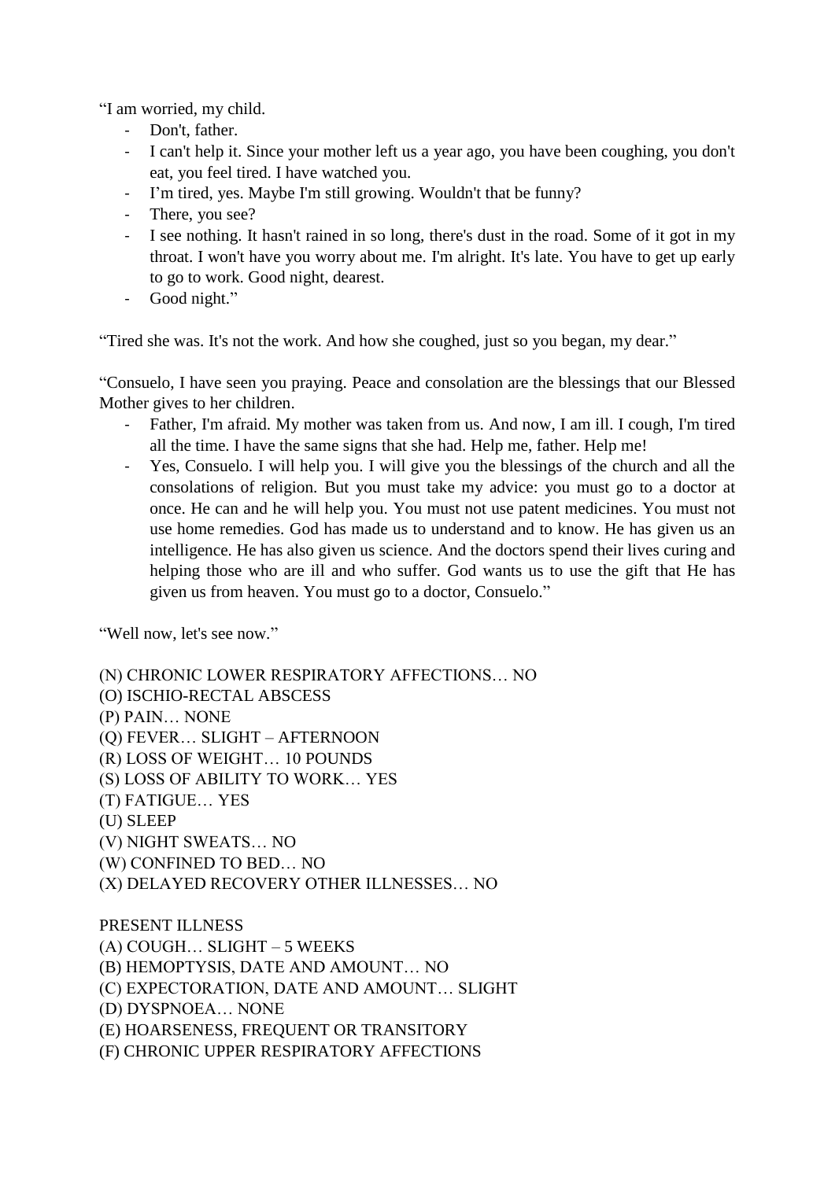"I am worried, my child.

- Don't, father.
- I can't help it. Since your mother left us a year ago, you have been coughing, you don't eat, you feel tired. I have watched you.
- I'm tired, yes. Maybe I'm still growing. Wouldn't that be funny?
- There, you see?
- I see nothing. It hasn't rained in so long, there's dust in the road. Some of it got in my throat. I won't have you worry about me. I'm alright. It's late. You have to get up early to go to work. Good night, dearest.
- Good night."

"Tired she was. It's not the work. And how she coughed, just so you began, my dear."

"Consuelo, I have seen you praying. Peace and consolation are the blessings that our Blessed Mother gives to her children.

- Father, I'm afraid. My mother was taken from us. And now, I am ill. I cough, I'm tired all the time. I have the same signs that she had. Help me, father. Help me!
- Yes, Consuelo. I will help you. I will give you the blessings of the church and all the consolations of religion. But you must take my advice: you must go to a doctor at once. He can and he will help you. You must not use patent medicines. You must not use home remedies. God has made us to understand and to know. He has given us an intelligence. He has also given us science. And the doctors spend their lives curing and helping those who are ill and who suffer. God wants us to use the gift that He has given us from heaven. You must go to a doctor, Consuelo."

"Well now, let's see now."

(N) CHRONIC LOWER RESPIRATORY AFFECTIONS… NO
(O) ISCHIO-RECTAL ABSCESS
(P) PAIN… NONE
(Q) FEVER… SLIGHT – AFTERNOON
(R) LOSS OF WEIGHT… 10 POUNDS
(S) LOSS OF ABILITY TO WORK… YES
(T) FATIGUE… YES
(U) SLEEP
(V) NIGHT SWEATS… NO
(W) CONFINED TO BED… NO
(X) DELAYED RECOVERY OTHER ILLNESSES… NO

PRESENT ILLNESS
(A) COUGH… SLIGHT – 5 WEEKS
(B) HEMOPTYSIS, DATE AND AMOUNT… NO
(C) EXPECTORATION, DATE AND AMOUNT… SLIGHT
(D) DYSPNOEA… NONE
(E) HOARSENESS, FREQUENT OR TRANSITORY
(F) CHRONIC UPPER RESPIRATORY AFFECTIONS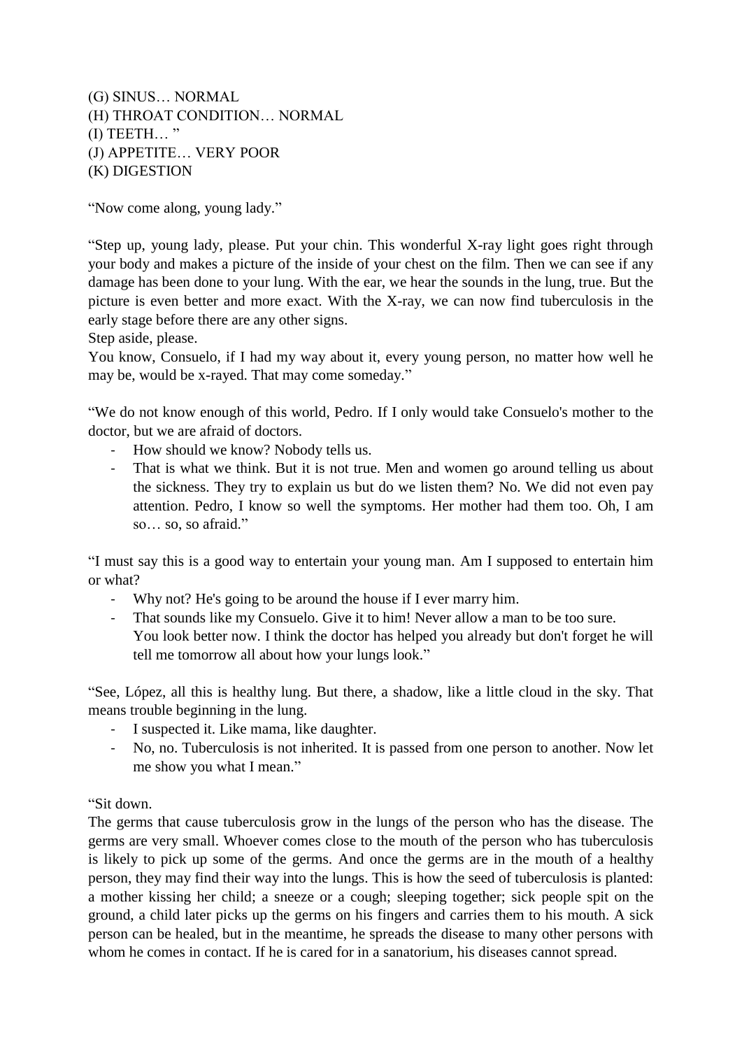(G) SINUS… NORMAL
(H) THROAT CONDITION… NORMAL
(I) TEETH… ”
(J) APPETITE… VERY POOR
(K) DIGESTION

“Now come along, young lady.”

“Step up, young lady, please. Put your chin. This wonderful X-ray light goes right through your body and makes a picture of the inside of your chest on the film. Then we can see if any damage has been done to your lung. With the ear, we hear the sounds in the lung, true. But the picture is even better and more exact. With the X-ray, we can now find tuberculosis in the early stage before there are any other signs.
Step aside, please.
You know, Consuelo, if I had my way about it, every young person, no matter how well he may be, would be x-rayed. That may come someday.”

“We do not know enough of this world, Pedro. If I only would take Consuelo's mother to the doctor, but we are afraid of doctors.

- How should we know? Nobody tells us.
- That is what we think. But it is not true. Men and women go around telling us about the sickness. They try to explain us but do we listen them? No. We did not even pay attention. Pedro, I know so well the symptoms. Her mother had them too. Oh, I am so… so, so afraid.”

“I must say this is a good way to entertain your young man. Am I supposed to entertain him or what?

- Why not? He's going to be around the house if I ever marry him.
- That sounds like my Consuelo. Give it to him! Never allow a man to be too sure.
  You look better now. I think the doctor has helped you already but don't forget he will tell me tomorrow all about how your lungs look.”

“See, López, all this is healthy lung. But there, a shadow, like a little cloud in the sky. That means trouble beginning in the lung.

- I suspected it. Like mama, like daughter.
- No, no. Tuberculosis is not inherited. It is passed from one person to another. Now let me show you what I mean.”

“Sit down.
The germs that cause tuberculosis grow in the lungs of the person who has the disease. The germs are very small. Whoever comes close to the mouth of the person who has tuberculosis is likely to pick up some of the germs. And once the germs are in the mouth of a healthy person, they may find their way into the lungs. This is how the seed of tuberculosis is planted: a mother kissing her child; a sneeze or a cough; sleeping together; sick people spit on the ground, a child later picks up the germs on his fingers and carries them to his mouth. A sick person can be healed, but in the meantime, he spreads the disease to many other persons with whom he comes in contact. If he is cared for in a sanatorium, his diseases cannot spread.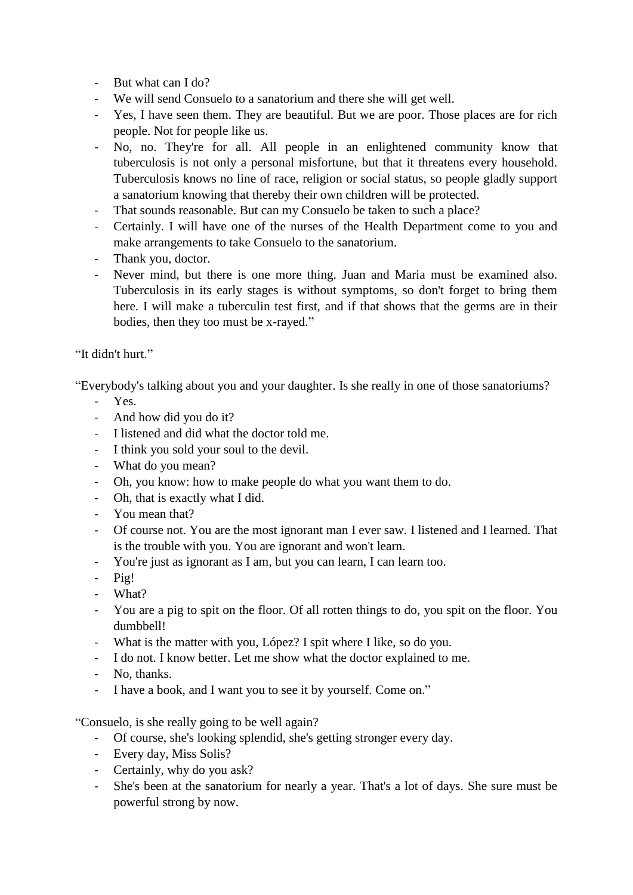- But what can I do?
- We will send Consuelo to a sanatorium and there she will get well.
- Yes, I have seen them. They are beautiful. But we are poor. Those places are for rich people. Not for people like us.
- No, no. They're for all. All people in an enlightened community know that tuberculosis is not only a personal misfortune, but that it threatens every household. Tuberculosis knows no line of race, religion or social status, so people gladly support a sanatorium knowing that thereby their own children will be protected.
- That sounds reasonable. But can my Consuelo be taken to such a place?
- Certainly. I will have one of the nurses of the Health Department come to you and make arrangements to take Consuelo to the sanatorium.
- Thank you, doctor.
- Never mind, but there is one more thing. Juan and Maria must be examined also. Tuberculosis in its early stages is without symptoms, so don't forget to bring them here. I will make a tuberculin test first, and if that shows that the germs are in their bodies, then they too must be x-rayed."

"It didn't hurt."

"Everybody's talking about you and your daughter. Is she really in one of those sanatoriums?

- Yes.
- And how did you do it?
- I listened and did what the doctor told me.
- I think you sold your soul to the devil.
- What do you mean?
- Oh, you know: how to make people do what you want them to do.
- Oh, that is exactly what I did.
- You mean that?
- Of course not. You are the most ignorant man I ever saw. I listened and I learned. That is the trouble with you. You are ignorant and won't learn.
- You're just as ignorant as I am, but you can learn, I can learn too.
- Pig!
- What?
- You are a pig to spit on the floor. Of all rotten things to do, you spit on the floor. You dumbbell!
- What is the matter with you, López? I spit where I like, so do you.
- I do not. I know better. Let me show what the doctor explained to me.
- No, thanks.
- I have a book, and I want you to see it by yourself. Come on."

"Consuelo, is she really going to be well again?

- Of course, she's looking splendid, she's getting stronger every day.
- Every day, Miss Solis?
- Certainly, why do you ask?
- She's been at the sanatorium for nearly a year. That's a lot of days. She sure must be powerful strong by now.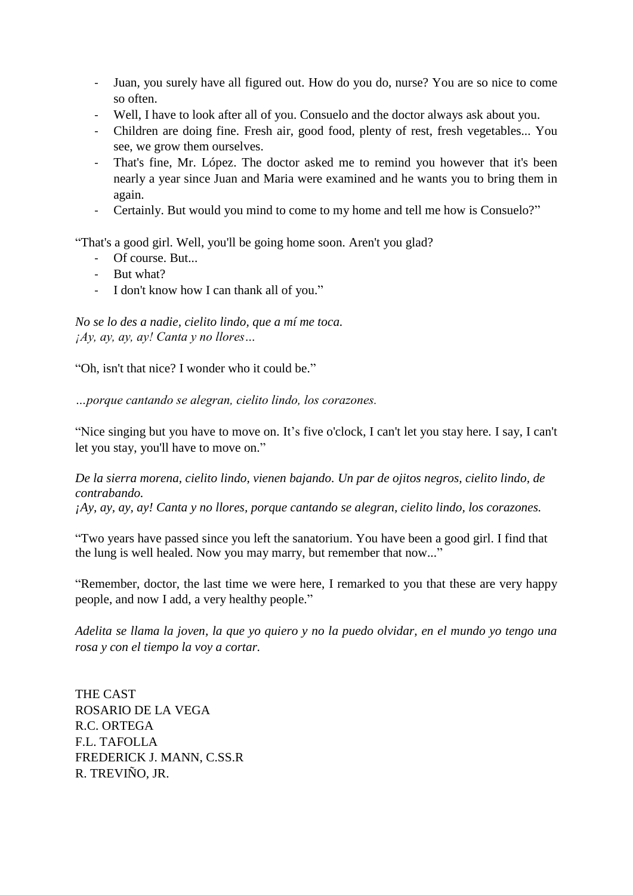- Juan, you surely have all figured out. How do you do, nurse? You are so nice to come so often.
- Well, I have to look after all of you. Consuelo and the doctor always ask about you.
- Children are doing fine. Fresh air, good food, plenty of rest, fresh vegetables... You see, we grow them ourselves.
- That's fine, Mr. López. The doctor asked me to remind you however that it's been nearly a year since Juan and Maria were examined and he wants you to bring them in again.
- Certainly. But would you mind to come to my home and tell me how is Consuelo?"

"That's a good girl. Well, you'll be going home soon. Aren't you glad?

- Of course. But...
- But what?
- I don't know how I can thank all of you."

*No se lo des a nadie, cielito lindo, que a mí me toca.*
*¡Ay, ay, ay, ay! Canta y no llores…*

"Oh, isn't that nice? I wonder who it could be."

*…porque cantando se alegran, cielito lindo, los corazones.*

"Nice singing but you have to move on. It's five o'clock, I can't let you stay here. I say, I can't let you stay, you'll have to move on."

*De la sierra morena, cielito lindo, vienen bajando. Un par de ojitos negros, cielito lindo, de contrabando.*
*¡Ay, ay, ay, ay! Canta y no llores, porque cantando se alegran, cielito lindo, los corazones.*

"Two years have passed since you left the sanatorium. You have been a good girl. I find that the lung is well healed. Now you may marry, but remember that now..."

"Remember, doctor, the last time we were here, I remarked to you that these are very happy people, and now I add, a very healthy people."

*Adelita se llama la joven, la que yo quiero y no la puedo olvidar, en el mundo yo tengo una rosa y con el tiempo la voy a cortar.*

THE CAST
ROSARIO DE LA VEGA
R.C. ORTEGA
F.L. TAFOLLA
FREDERICK J. MANN, C.SS.R
R. TREVIÑO, JR.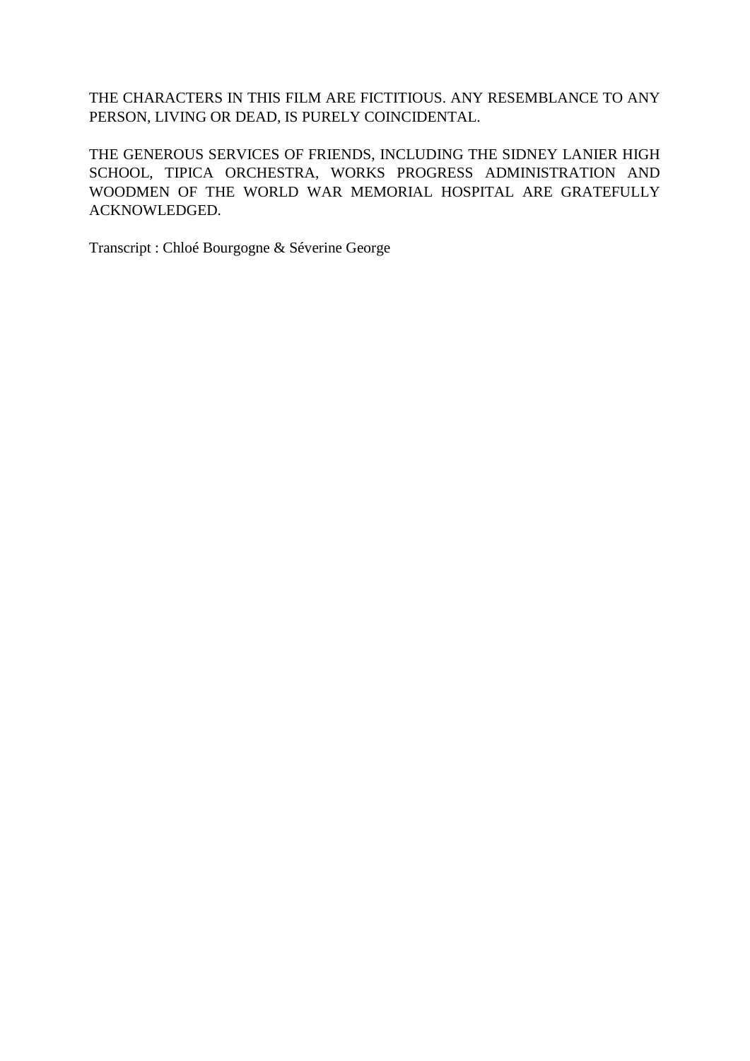THE CHARACTERS IN THIS FILM ARE FICTITIOUS. ANY RESEMBLANCE TO ANY PERSON, LIVING OR DEAD, IS PURELY COINCIDENTAL.

THE GENEROUS SERVICES OF FRIENDS, INCLUDING THE SIDNEY LANIER HIGH SCHOOL, TIPICA ORCHESTRA, WORKS PROGRESS ADMINISTRATION AND WOODMEN OF THE WORLD WAR MEMORIAL HOSPITAL ARE GRATEFULLY ACKNOWLEDGED.

Transcript : Chloé Bourgogne & Séverine George